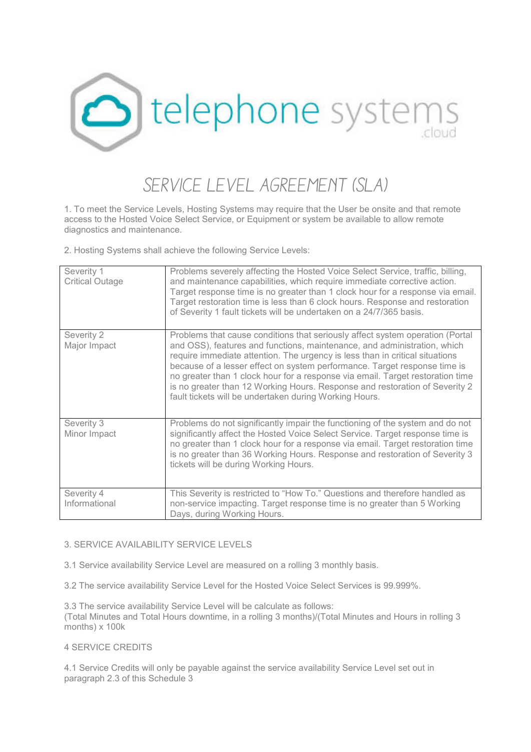telephone systems .cloud

# SERVICE LEVEL AGREEMENT (SLA)

1. To meet the Service Levels, Hosting Systems may require that the User be onsite and that remote access to the Hosted Voice Select Service, or Equipment or system be available to allow remote diagnostics and maintenance.

2. Hosting Systems shall achieve the following Service Levels:

| Severity | Description |
|---|---|
| Severity 1 Critical Outage | Problems severely affecting the Hosted Voice Select Service, traffic, billing, and maintenance capabilities, which require immediate corrective action. Target response time is no greater than 1 clock hour for a response via email. Target restoration time is less than 6 clock hours. Response and restoration of Severity 1 fault tickets will be undertaken on a 24/7/365 basis. |
| Severity 2 Major Impact | Problems that cause conditions that seriously affect system operation (Portal and OSS), features and functions, maintenance, and administration, which require immediate attention. The urgency is less than in critical situations because of a lesser effect on system performance. Target response time is no greater than 1 clock hour for a response via email. Target restoration time is no greater than 12 Working Hours. Response and restoration of Severity 2 fault tickets will be undertaken during Working Hours. |
| Severity 3 Minor Impact | Problems do not significantly impair the functioning of the system and do not significantly affect the Hosted Voice Select Service. Target response time is no greater than 1 clock hour for a response via email. Target restoration time is no greater than 36 Working Hours. Response and restoration of Severity 3 tickets will be during Working Hours. |
| Severity 4 Informational | This Severity is restricted to "How To." Questions and therefore handled as non-service impacting. Target response time is no greater than 5 Working Days, during Working Hours. |

3. SERVICE AVAILABILITY SERVICE LEVELS

3.1 Service availability Service Level are measured on a rolling 3 monthly basis.

3.2 The service availability Service Level for the Hosted Voice Select Services is 99.999%.

3.3 The service availability Service Level will be calculate as follows:
(Total Minutes and Total Hours downtime, in a rolling 3 months)/(Total Minutes and Hours in rolling 3 months) x 100k

4 SERVICE CREDITS

4.1 Service Credits will only be payable against the service availability Service Level set out in paragraph 2.3 of this Schedule 3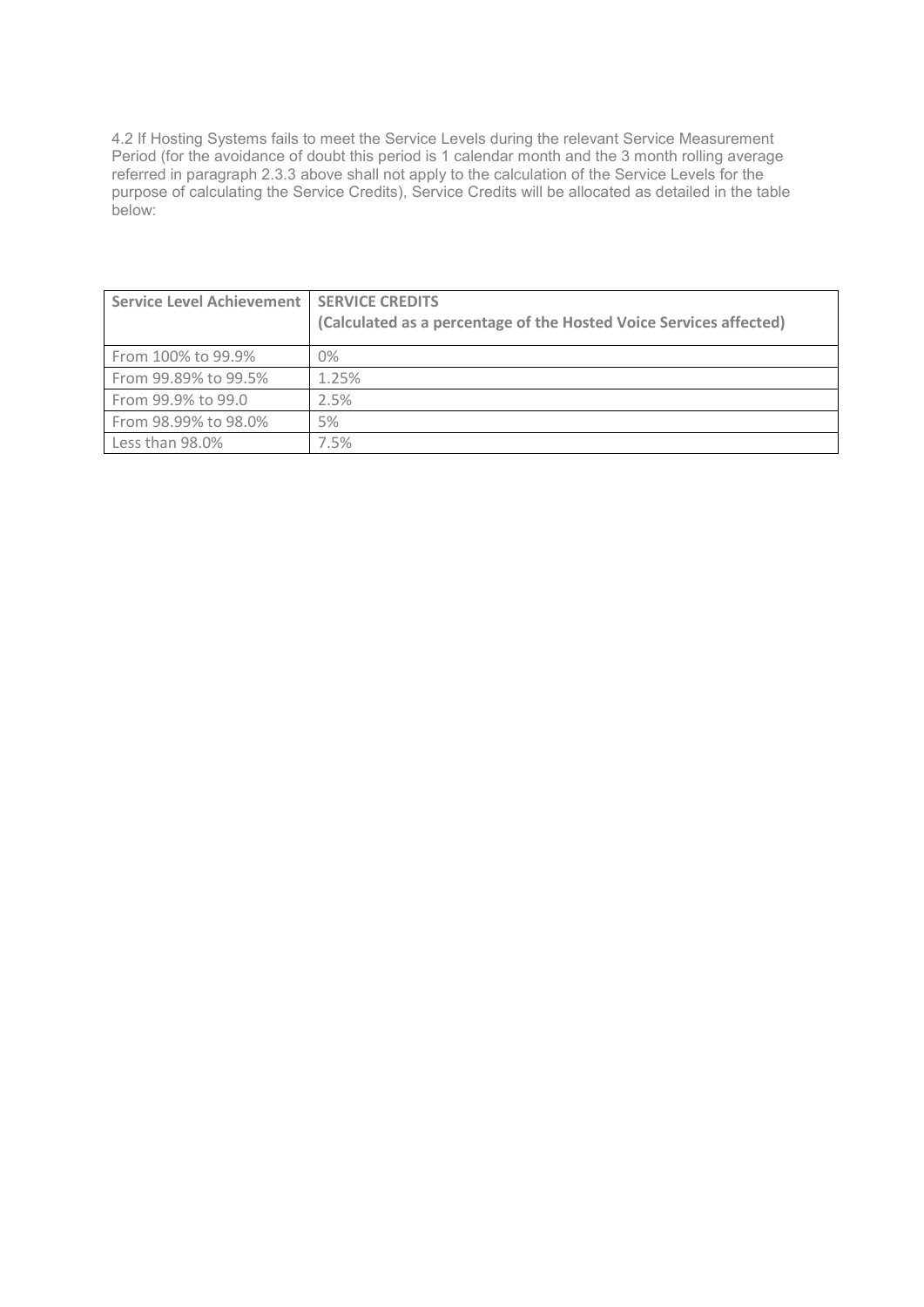4.2 If Hosting Systems fails to meet the Service Levels during the relevant Service Measurement Period (for the avoidance of doubt this period is 1 calendar month and the 3 month rolling average referred in paragraph 2.3.3 above shall not apply to the calculation of the Service Levels for the purpose of calculating the Service Credits), Service Credits will be allocated as detailed in the table below:

| **Service Level Achievement** | **SERVICE CREDITS (Calculated as a percentage of the Hosted Voice Services affected)** |
|---|---|
| From 100% to 99.9% | 0% |
| From 99.89% to 99.5% | 1.25% |
| From 99.9% to 99.0 | 2.5% |
| From 98.99% to 98.0% | 5% |
| Less than 98.0% | 7.5% |